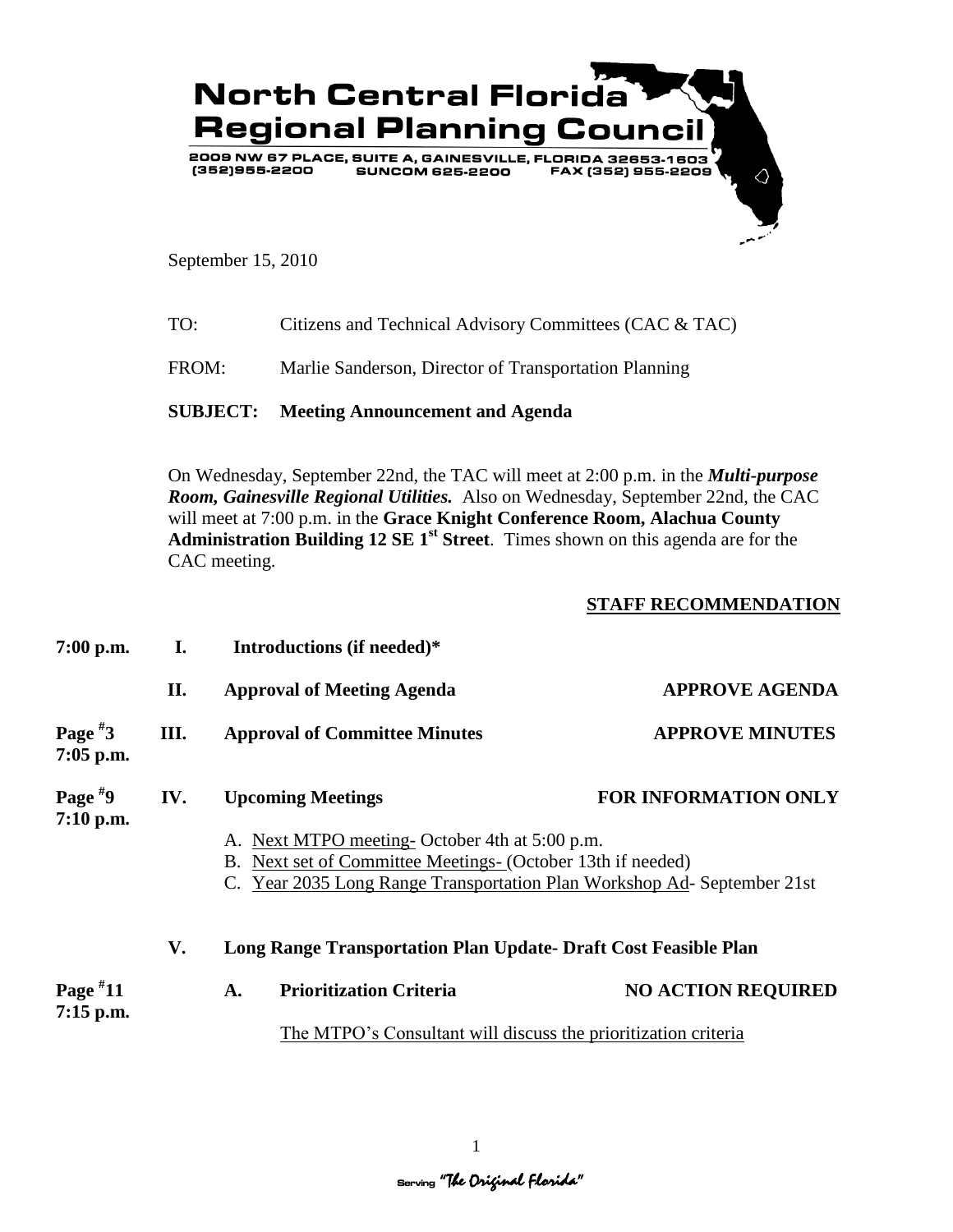# North Central Florida Regional Planning Council

2009 NW 67 PLACE, SUITE A, GAINESVILLE, FLORIDA 32653-1603
(352)955-2200 SUNCOM 625-2200 FAX (352) 955-2209

September 15, 2010

TO: Citizens and Technical Advisory Committees (CAC & TAC)

FROM: Marlie Sanderson, Director of Transportation Planning

**SUBJECT: Meeting Announcement and Agenda**

On Wednesday, September 22nd, the TAC will meet at 2:00 p.m. in the ***Multi-purpose Room, Gainesville Regional Utilities.*** Also on Wednesday, September 22nd, the CAC will meet at 7:00 p.m. in the **Grace Knight Conference Room, Alachua County Administration Building 12 SE 1st Street**. Times shown on this agenda are for the CAC meeting.

**STAFF RECOMMENDATION**

**7:00 p.m.** **I. Introductions (if needed)***

**II. Approval of Meeting Agenda** — **APPROVE AGENDA**

**Page #3, 7:05 p.m.** **III. Approval of Committee Minutes** — **APPROVE MINUTES**

**Page #9, 7:10 p.m.** **IV. Upcoming Meetings** — **FOR INFORMATION ONLY**

A. Next MTPO meeting- October 4th at 5:00 p.m.
B. Next set of Committee Meetings- (October 13th if needed)
C. Year 2035 Long Range Transportation Plan Workshop Ad- September 21st

**V. Long Range Transportation Plan Update- Draft Cost Feasible Plan**

**Page #11, 7:15 p.m.** **A. Prioritization Criteria** — **NO ACTION REQUIRED**

The MTPO's Consultant will discuss the prioritization criteria

Serving "The Original Florida"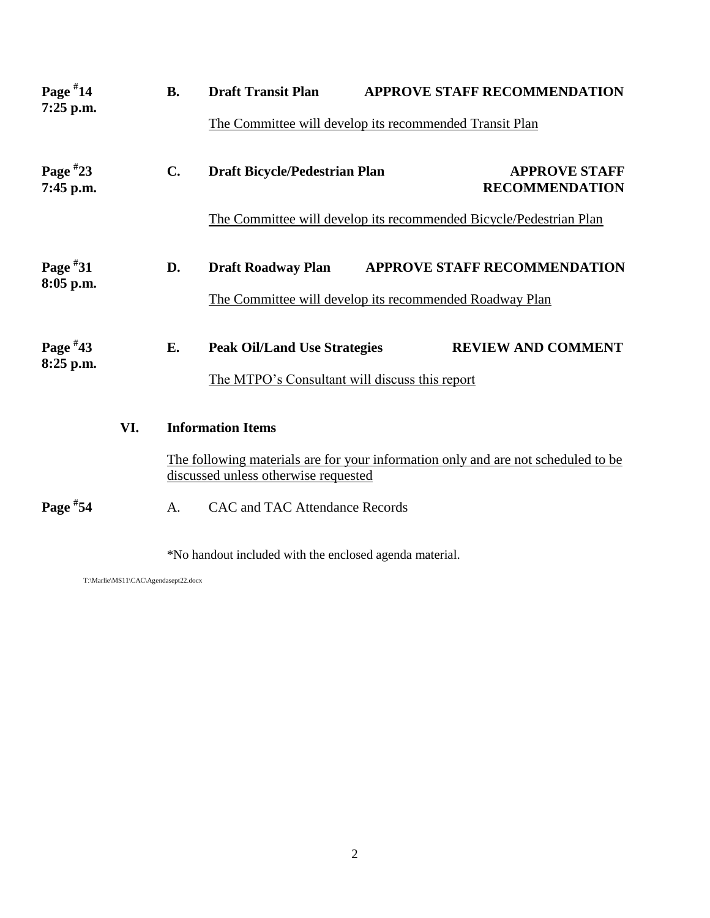**Page #14** **7:25 p.m.** **B.** **Draft Transit Plan** **APPROVE STAFF RECOMMENDATION**

The Committee will develop its recommended Transit Plan

**Page #23** **7:45 p.m.** **C.** **Draft Bicycle/Pedestrian Plan** **APPROVE STAFF RECOMMENDATION**

The Committee will develop its recommended Bicycle/Pedestrian Plan

**Page #31** **8:05 p.m.** **D.** **Draft Roadway Plan** **APPROVE STAFF RECOMMENDATION**

The Committee will develop its recommended Roadway Plan

**Page #43** **8:25 p.m.** **E.** **Peak Oil/Land Use Strategies** **REVIEW AND COMMENT**

The MTPO's Consultant will discuss this report

**VI. Information Items**

The following materials are for your information only and are not scheduled to be discussed unless otherwise requested

**Page #54** A. CAC and TAC Attendance Records

*No handout included with the enclosed agenda material.

T:\Marlie\MS11\CAC\Agendasept22.docx